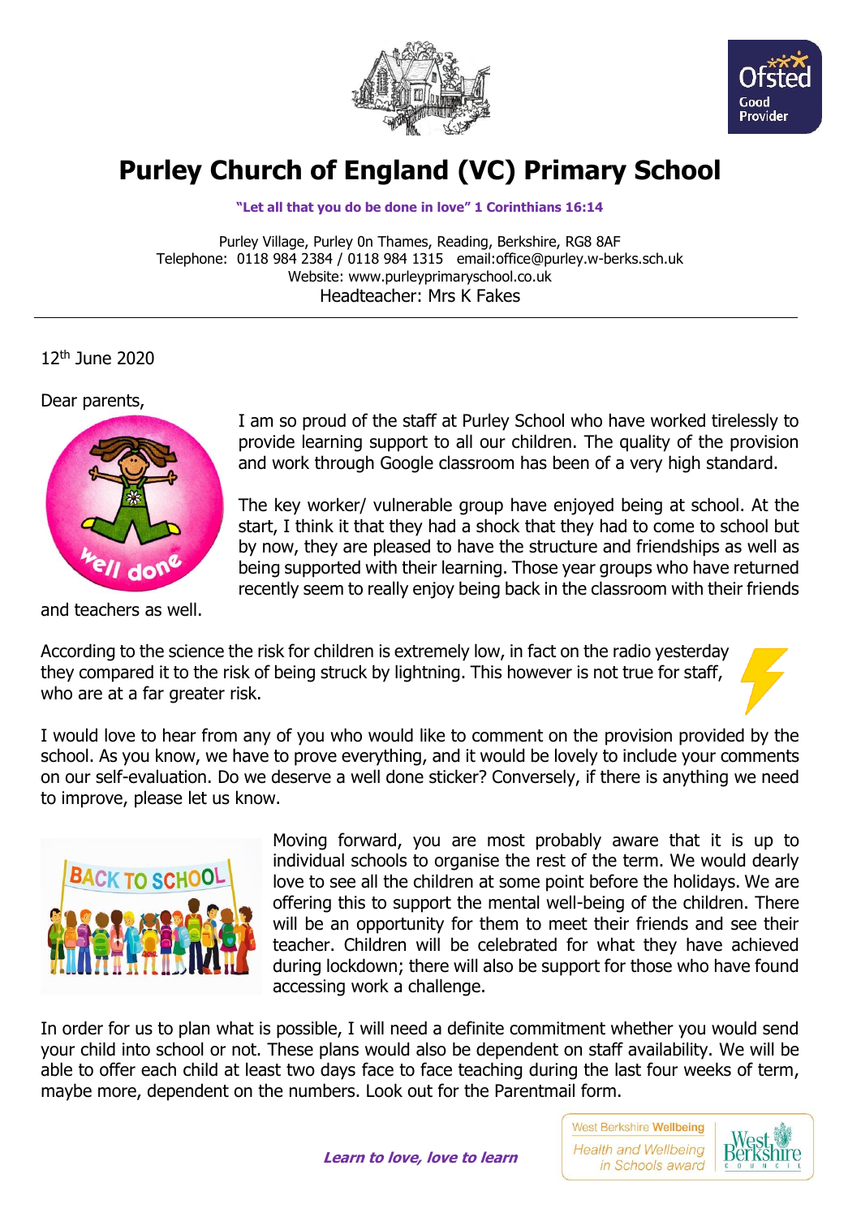# Purley Church of England (VC) Primary School

**"Let all that you do be done in love" 1 Corinthians 16:14**

Purley Village, Purley 0n Thames, Reading, Berkshire, RG8 8AF
Telephone: 0118 984 2384 / 0118 984 1315 email:office@purley.w-berks.sch.uk
Website: www.purleyprimaryschool.co.uk
Headteacher: Mrs K Fakes

12th June 2020

Dear parents,

I am so proud of the staff at Purley School who have worked tirelessly to provide learning support to all our children. The quality of the provision and work through Google classroom has been of a very high standard.

The key worker/ vulnerable group have enjoyed being at school. At the start, I think it that they had a shock that they had to come to school but by now, they are pleased to have the structure and friendships as well as being supported with their learning. Those year groups who have returned recently seem to really enjoy being back in the classroom with their friends and teachers as well.

According to the science the risk for children is extremely low, in fact on the radio yesterday they compared it to the risk of being struck by lightning. This however is not true for staff, who are at a far greater risk.

I would love to hear from any of you who would like to comment on the provision provided by the school. As you know, we have to prove everything, and it would be lovely to include your comments on our self-evaluation. Do we deserve a well done sticker? Conversely, if there is anything we need to improve, please let us know.

Moving forward, you are most probably aware that it is up to individual schools to organise the rest of the term. We would dearly love to see all the children at some point before the holidays. We are offering this to support the mental well-being of the children. There will be an opportunity for them to meet their friends and see their teacher. Children will be celebrated for what they have achieved during lockdown; there will also be support for those who have found accessing work a challenge.

In order for us to plan what is possible, I will need a definite commitment whether you would send your child into school or not. These plans would also be dependent on staff availability. We will be able to offer each child at least two days face to face teaching during the last four weeks of term, maybe more, dependent on the numbers. Look out for the Parentmail form.

***Learn to love, love to learn***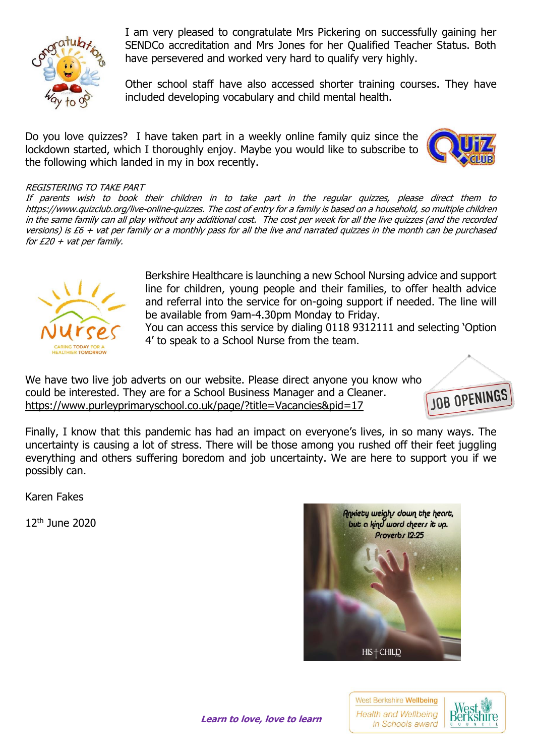I am very pleased to congratulate Mrs Pickering on successfully gaining her SENDCo accreditation and Mrs Jones for her Qualified Teacher Status. Both have persevered and worked very hard to qualify very highly.

Other school staff have also accessed shorter training courses. They have included developing vocabulary and child mental health.

Do you love quizzes? I have taken part in a weekly online family quiz since the lockdown started, which I thoroughly enjoy. Maybe you would like to subscribe to the following which landed in my in box recently.

*REGISTERING TO TAKE PART*

*If parents wish to book their children in to take part in the regular quizzes, please direct them to https://www.quizclub.org/live-online-quizzes. The cost of entry for a family is based on a household, so multiple children in the same family can all play without any additional cost. The cost per week for all the live quizzes (and the recorded versions) is £6 + vat per family or a monthly pass for all the live and narrated quizzes in the month can be purchased for £20 + vat per family.*

Berkshire Healthcare is launching a new School Nursing advice and support line for children, young people and their families, to offer health advice and referral into the service for on-going support if needed. The line will be available from 9am-4.30pm Monday to Friday.
You can access this service by dialing 0118 9312111 and selecting 'Option 4' to speak to a School Nurse from the team.

We have two live job adverts on our website. Please direct anyone you know who could be interested. They are for a School Business Manager and a Cleaner.
https://www.purleyprimaryschool.co.uk/page/?title=Vacancies&pid=17

Finally, I know that this pandemic has had an impact on everyone's lives, in so many ways. The uncertainty is causing a lot of stress. There will be those among you rushed off their feet juggling everything and others suffering boredom and job uncertainty. We are here to support you if we possibly can.

Karen Fakes

12th June 2020

***Learn to love, love to learn***